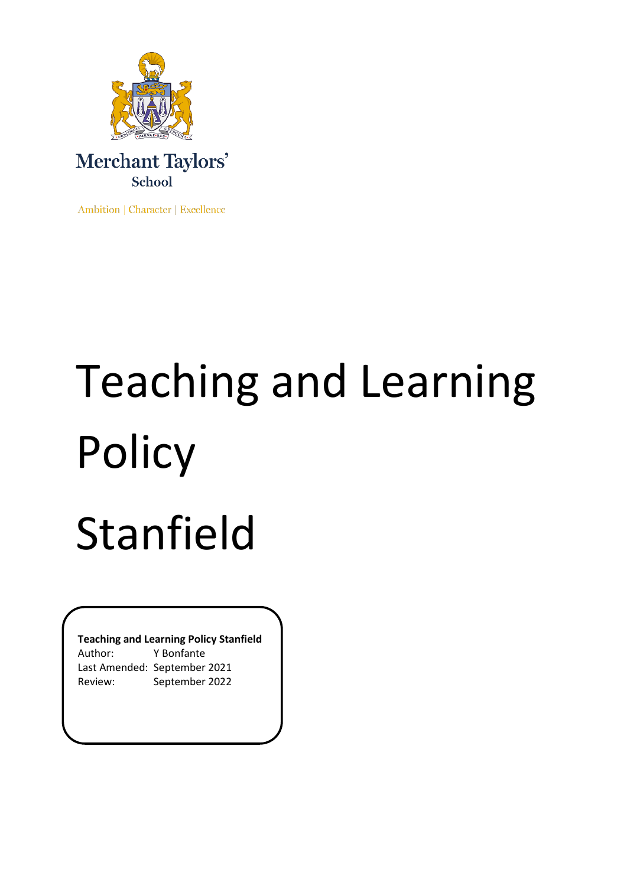Merchant Taylors'
School

Ambition | Character | Excellence

# Teaching and Learning Policy

# Stanfield

**Teaching and Learning Policy Stanfield**
Author: Y Bonfante
Last Amended: September 2021
Review: September 2022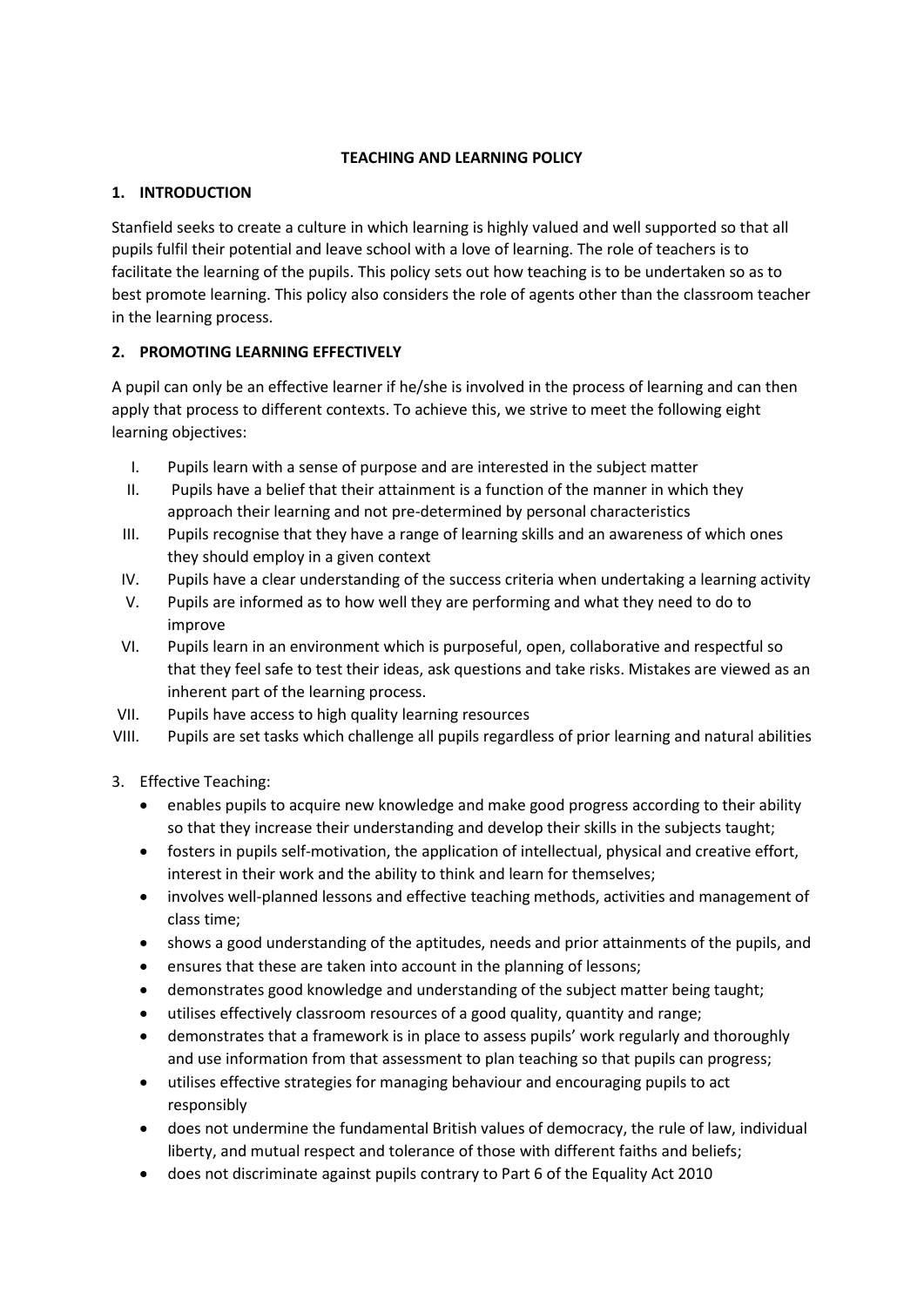**TEACHING AND LEARNING POLICY**

## 1. INTRODUCTION

Stanfield seeks to create a culture in which learning is highly valued and well supported so that all pupils fulfil their potential and leave school with a love of learning. The role of teachers is to facilitate the learning of the pupils. This policy sets out how teaching is to be undertaken so as to best promote learning. This policy also considers the role of agents other than the classroom teacher in the learning process.

## 2. PROMOTING LEARNING EFFECTIVELY

A pupil can only be an effective learner if he/she is involved in the process of learning and can then apply that process to different contexts. To achieve this, we strive to meet the following eight learning objectives:

- I. Pupils learn with a sense of purpose and are interested in the subject matter
- II. Pupils have a belief that their attainment is a function of the manner in which they approach their learning and not pre-determined by personal characteristics
- III. Pupils recognise that they have a range of learning skills and an awareness of which ones they should employ in a given context
- IV. Pupils have a clear understanding of the success criteria when undertaking a learning activity
- V. Pupils are informed as to how well they are performing and what they need to do to improve
- VI. Pupils learn in an environment which is purposeful, open, collaborative and respectful so that they feel safe to test their ideas, ask questions and take risks. Mistakes are viewed as an inherent part of the learning process.
- VII. Pupils have access to high quality learning resources
- VIII. Pupils are set tasks which challenge all pupils regardless of prior learning and natural abilities

3. Effective Teaching:

- enables pupils to acquire new knowledge and make good progress according to their ability so that they increase their understanding and develop their skills in the subjects taught;
- fosters in pupils self-motivation, the application of intellectual, physical and creative effort, interest in their work and the ability to think and learn for themselves;
- involves well-planned lessons and effective teaching methods, activities and management of class time;
- shows a good understanding of the aptitudes, needs and prior attainments of the pupils, and
- ensures that these are taken into account in the planning of lessons;
- demonstrates good knowledge and understanding of the subject matter being taught;
- utilises effectively classroom resources of a good quality, quantity and range;
- demonstrates that a framework is in place to assess pupils' work regularly and thoroughly and use information from that assessment to plan teaching so that pupils can progress;
- utilises effective strategies for managing behaviour and encouraging pupils to act responsibly
- does not undermine the fundamental British values of democracy, the rule of law, individual liberty, and mutual respect and tolerance of those with different faiths and beliefs;
- does not discriminate against pupils contrary to Part 6 of the Equality Act 2010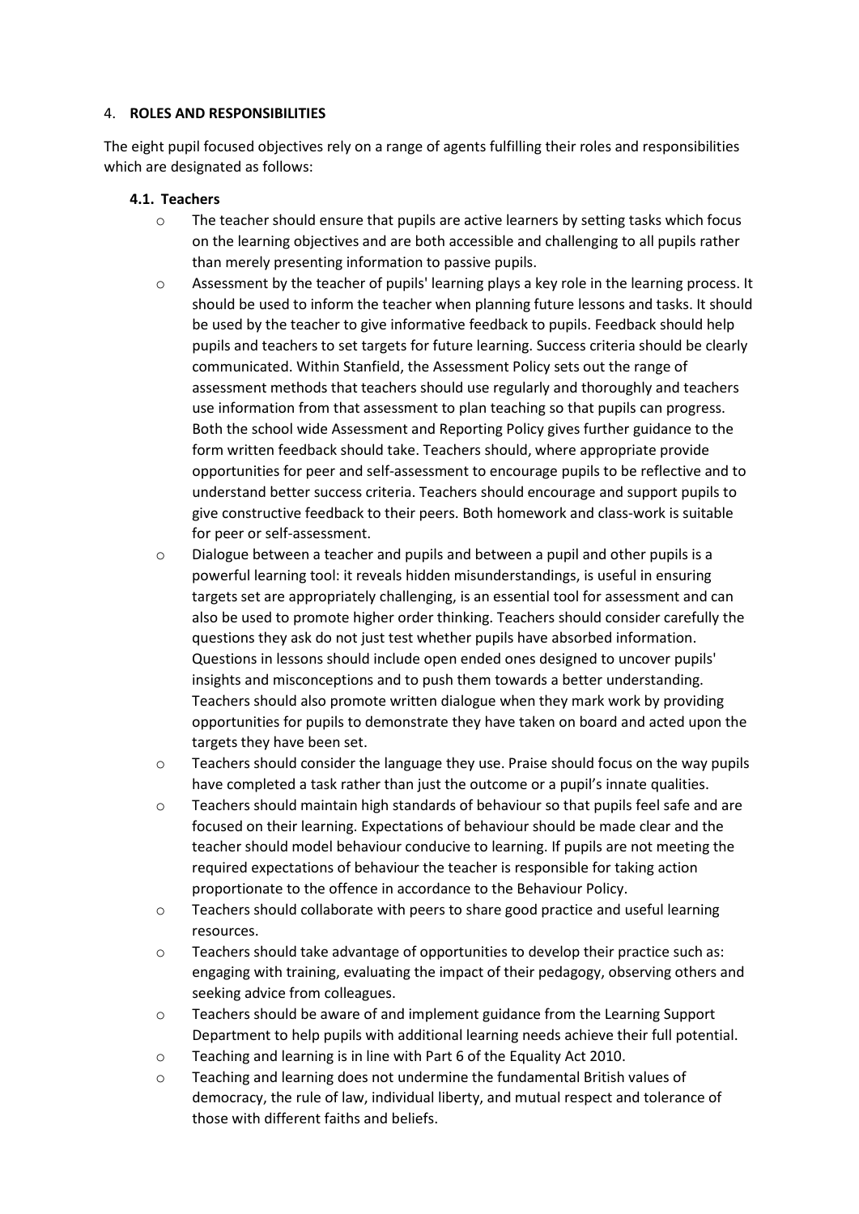## 4. ROLES AND RESPONSIBILITIES

The eight pupil focused objectives rely on a range of agents fulfilling their roles and responsibilities which are designated as follows:

### 4.1. Teachers

- The teacher should ensure that pupils are active learners by setting tasks which focus on the learning objectives and are both accessible and challenging to all pupils rather than merely presenting information to passive pupils.
- Assessment by the teacher of pupils' learning plays a key role in the learning process. It should be used to inform the teacher when planning future lessons and tasks. It should be used by the teacher to give informative feedback to pupils. Feedback should help pupils and teachers to set targets for future learning. Success criteria should be clearly communicated. Within Stanfield, the Assessment Policy sets out the range of assessment methods that teachers should use regularly and thoroughly and teachers use information from that assessment to plan teaching so that pupils can progress. Both the school wide Assessment and Reporting Policy gives further guidance to the form written feedback should take. Teachers should, where appropriate provide opportunities for peer and self-assessment to encourage pupils to be reflective and to understand better success criteria. Teachers should encourage and support pupils to give constructive feedback to their peers. Both homework and class-work is suitable for peer or self-assessment.
- Dialogue between a teacher and pupils and between a pupil and other pupils is a powerful learning tool: it reveals hidden misunderstandings, is useful in ensuring targets set are appropriately challenging, is an essential tool for assessment and can also be used to promote higher order thinking. Teachers should consider carefully the questions they ask do not just test whether pupils have absorbed information. Questions in lessons should include open ended ones designed to uncover pupils' insights and misconceptions and to push them towards a better understanding. Teachers should also promote written dialogue when they mark work by providing opportunities for pupils to demonstrate they have taken on board and acted upon the targets they have been set.
- Teachers should consider the language they use. Praise should focus on the way pupils have completed a task rather than just the outcome or a pupil's innate qualities.
- Teachers should maintain high standards of behaviour so that pupils feel safe and are focused on their learning. Expectations of behaviour should be made clear and the teacher should model behaviour conducive to learning. If pupils are not meeting the required expectations of behaviour the teacher is responsible for taking action proportionate to the offence in accordance to the Behaviour Policy.
- Teachers should collaborate with peers to share good practice and useful learning resources.
- Teachers should take advantage of opportunities to develop their practice such as: engaging with training, evaluating the impact of their pedagogy, observing others and seeking advice from colleagues.
- Teachers should be aware of and implement guidance from the Learning Support Department to help pupils with additional learning needs achieve their full potential.
- Teaching and learning is in line with Part 6 of the Equality Act 2010.
- Teaching and learning does not undermine the fundamental British values of democracy, the rule of law, individual liberty, and mutual respect and tolerance of those with different faiths and beliefs.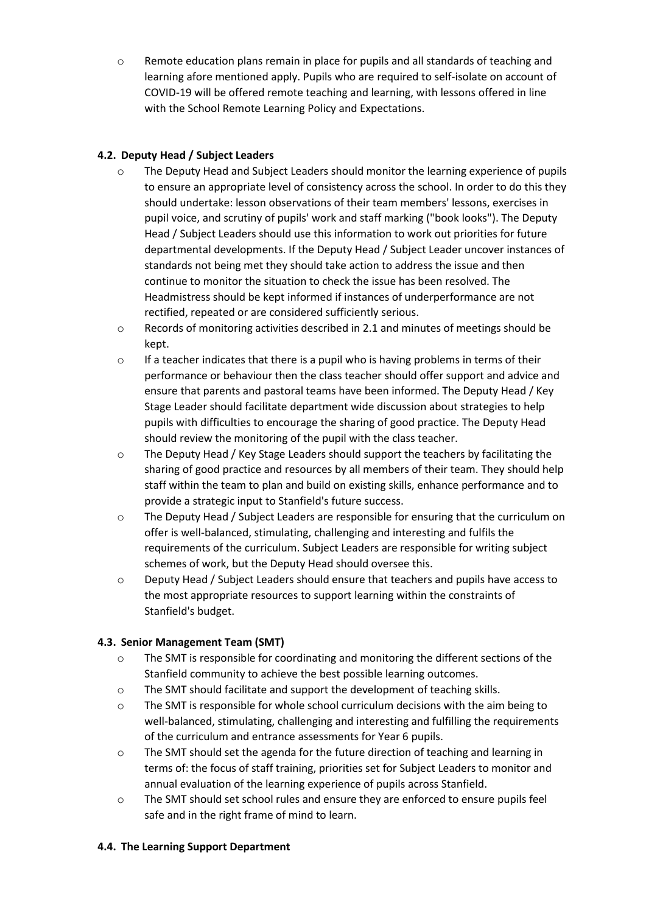- Remote education plans remain in place for pupils and all standards of teaching and learning afore mentioned apply. Pupils who are required to self-isolate on account of COVID-19 will be offered remote teaching and learning, with lessons offered in line with the School Remote Learning Policy and Expectations.

### 4.2. Deputy Head / Subject Leaders

- The Deputy Head and Subject Leaders should monitor the learning experience of pupils to ensure an appropriate level of consistency across the school. In order to do this they should undertake: lesson observations of their team members' lessons, exercises in pupil voice, and scrutiny of pupils' work and staff marking ("book looks"). The Deputy Head / Subject Leaders should use this information to work out priorities for future departmental developments. If the Deputy Head / Subject Leader uncover instances of standards not being met they should take action to address the issue and then continue to monitor the situation to check the issue has been resolved. The Headmistress should be kept informed if instances of underperformance are not rectified, repeated or are considered sufficiently serious.
- Records of monitoring activities described in 2.1 and minutes of meetings should be kept.
- If a teacher indicates that there is a pupil who is having problems in terms of their performance or behaviour then the class teacher should offer support and advice and ensure that parents and pastoral teams have been informed. The Deputy Head / Key Stage Leader should facilitate department wide discussion about strategies to help pupils with difficulties to encourage the sharing of good practice. The Deputy Head should review the monitoring of the pupil with the class teacher.
- The Deputy Head / Key Stage Leaders should support the teachers by facilitating the sharing of good practice and resources by all members of their team. They should help staff within the team to plan and build on existing skills, enhance performance and to provide a strategic input to Stanfield's future success.
- The Deputy Head / Subject Leaders are responsible for ensuring that the curriculum on offer is well-balanced, stimulating, challenging and interesting and fulfils the requirements of the curriculum. Subject Leaders are responsible for writing subject schemes of work, but the Deputy Head should oversee this.
- Deputy Head / Subject Leaders should ensure that teachers and pupils have access to the most appropriate resources to support learning within the constraints of Stanfield's budget.

### 4.3. Senior Management Team (SMT)

- The SMT is responsible for coordinating and monitoring the different sections of the Stanfield community to achieve the best possible learning outcomes.
- The SMT should facilitate and support the development of teaching skills.
- The SMT is responsible for whole school curriculum decisions with the aim being to well-balanced, stimulating, challenging and interesting and fulfilling the requirements of the curriculum and entrance assessments for Year 6 pupils.
- The SMT should set the agenda for the future direction of teaching and learning in terms of: the focus of staff training, priorities set for Subject Leaders to monitor and annual evaluation of the learning experience of pupils across Stanfield.
- The SMT should set school rules and ensure they are enforced to ensure pupils feel safe and in the right frame of mind to learn.

### 4.4. The Learning Support Department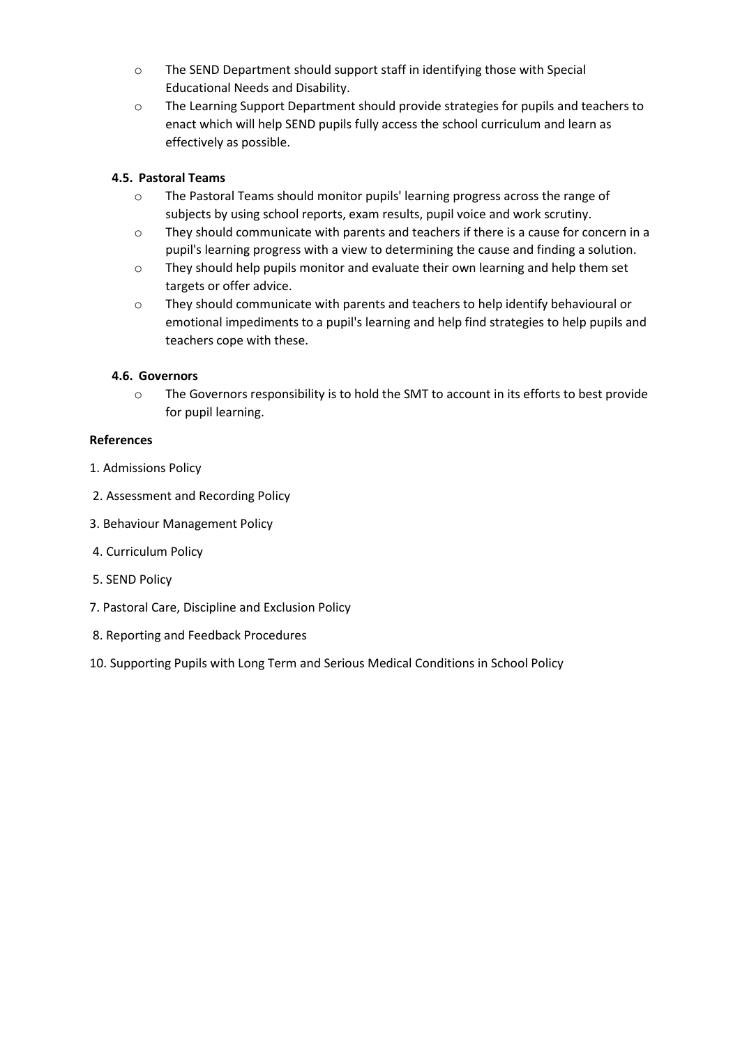- The SEND Department should support staff in identifying those with Special Educational Needs and Disability.
- The Learning Support Department should provide strategies for pupils and teachers to enact which will help SEND pupils fully access the school curriculum and learn as effectively as possible.

### 4.5. Pastoral Teams

- The Pastoral Teams should monitor pupils' learning progress across the range of subjects by using school reports, exam results, pupil voice and work scrutiny.
- They should communicate with parents and teachers if there is a cause for concern in a pupil's learning progress with a view to determining the cause and finding a solution.
- They should help pupils monitor and evaluate their own learning and help them set targets or offer advice.
- They should communicate with parents and teachers to help identify behavioural or emotional impediments to a pupil's learning and help find strategies to help pupils and teachers cope with these.

### 4.6. Governors

- The Governors responsibility is to hold the SMT to account in its efforts to best provide for pupil learning.

**References**

1. Admissions Policy

2. Assessment and Recording Policy

3. Behaviour Management Policy

4. Curriculum Policy

5. SEND Policy

7. Pastoral Care, Discipline and Exclusion Policy

8. Reporting and Feedback Procedures

10. Supporting Pupils with Long Term and Serious Medical Conditions in School Policy